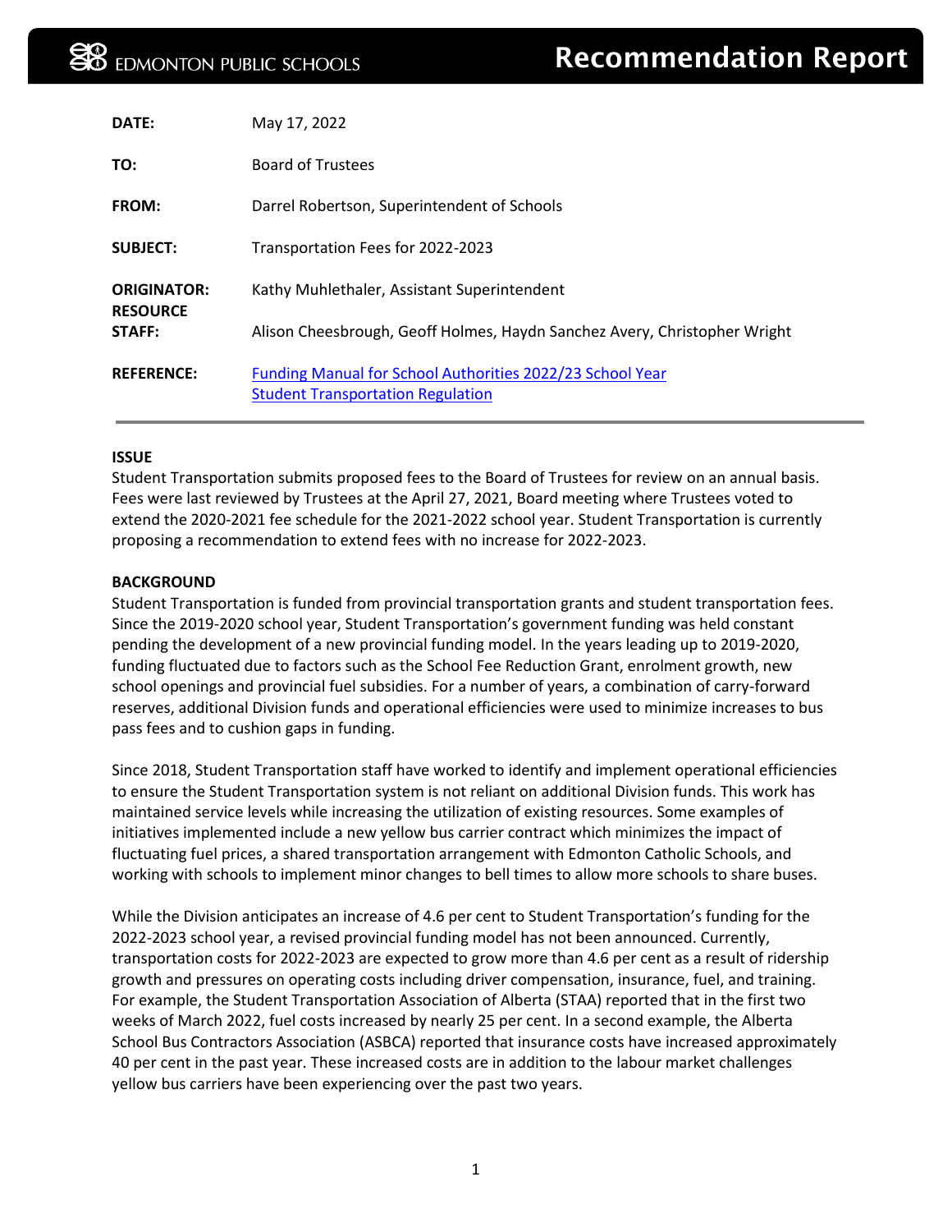EDMONTON PUBLIC SCHOOLS

# Recommendation Report

| | |
|---|---|
| **DATE:** | May 17, 2022 |
| **TO:** | Board of Trustees |
| **FROM:** | Darrel Robertson, Superintendent of Schools |
| **SUBJECT:** | Transportation Fees for 2022-2023 |
| **ORIGINATOR:** | Kathy Muhlethaler, Assistant Superintendent |
| **RESOURCE STAFF:** | Alison Cheesbrough, Geoff Holmes, Haydn Sanchez Avery, Christopher Wright |
| **REFERENCE:** | [Funding Manual for School Authorities 2022/23 School Year](#)<br>[Student Transportation Regulation](#) |

**ISSUE**

Student Transportation submits proposed fees to the Board of Trustees for review on an annual basis. Fees were last reviewed by Trustees at the April 27, 2021, Board meeting where Trustees voted to extend the 2020-2021 fee schedule for the 2021-2022 school year. Student Transportation is currently proposing a recommendation to extend fees with no increase for 2022-2023.

**BACKGROUND**

Student Transportation is funded from provincial transportation grants and student transportation fees. Since the 2019-2020 school year, Student Transportation's government funding was held constant pending the development of a new provincial funding model. In the years leading up to 2019-2020, funding fluctuated due to factors such as the School Fee Reduction Grant, enrolment growth, new school openings and provincial fuel subsidies. For a number of years, a combination of carry-forward reserves, additional Division funds and operational efficiencies were used to minimize increases to bus pass fees and to cushion gaps in funding.

Since 2018, Student Transportation staff have worked to identify and implement operational efficiencies to ensure the Student Transportation system is not reliant on additional Division funds. This work has maintained service levels while increasing the utilization of existing resources. Some examples of initiatives implemented include a new yellow bus carrier contract which minimizes the impact of fluctuating fuel prices, a shared transportation arrangement with Edmonton Catholic Schools, and working with schools to implement minor changes to bell times to allow more schools to share buses.

While the Division anticipates an increase of 4.6 per cent to Student Transportation's funding for the 2022-2023 school year, a revised provincial funding model has not been announced. Currently, transportation costs for 2022-2023 are expected to grow more than 4.6 per cent as a result of ridership growth and pressures on operating costs including driver compensation, insurance, fuel, and training. For example, the Student Transportation Association of Alberta (STAA) reported that in the first two weeks of March 2022, fuel costs increased by nearly 25 per cent. In a second example, the Alberta School Bus Contractors Association (ASBCA) reported that insurance costs have increased approximately 40 per cent in the past year. These increased costs are in addition to the labour market challenges yellow bus carriers have been experiencing over the past two years.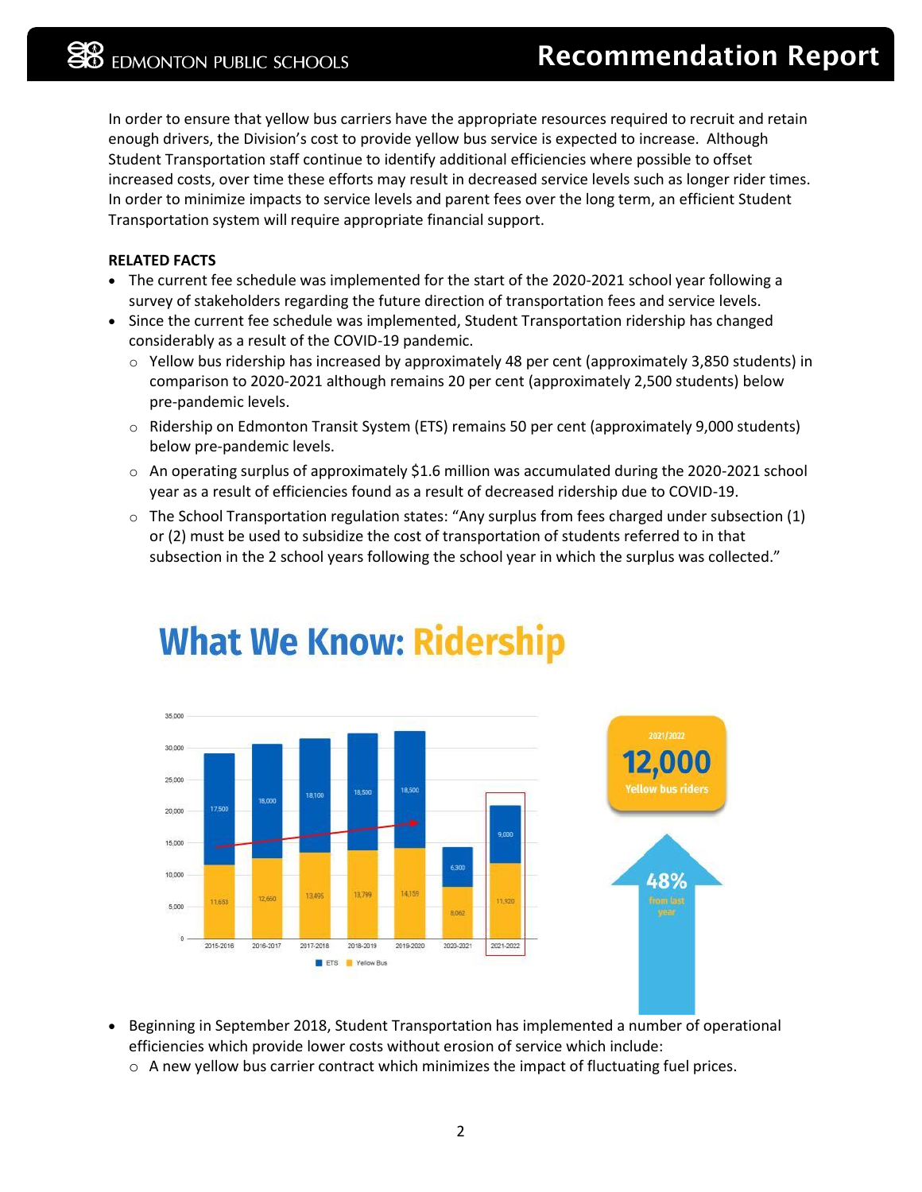In order to ensure that yellow bus carriers have the appropriate resources required to recruit and retain enough drivers, the Division's cost to provide yellow bus service is expected to increase. Although Student Transportation staff continue to identify additional efficiencies where possible to offset increased costs, over time these efforts may result in decreased service levels such as longer rider times. In order to minimize impacts to service levels and parent fees over the long term, an efficient Student Transportation system will require appropriate financial support.

**RELATED FACTS**

- The current fee schedule was implemented for the start of the 2020-2021 school year following a survey of stakeholders regarding the future direction of transportation fees and service levels.
- Since the current fee schedule was implemented, Student Transportation ridership has changed considerably as a result of the COVID-19 pandemic.
  - Yellow bus ridership has increased by approximately 48 per cent (approximately 3,850 students) in comparison to 2020-2021 although remains 20 per cent (approximately 2,500 students) below pre-pandemic levels.
  - Ridership on Edmonton Transit System (ETS) remains 50 per cent (approximately 9,000 students) below pre-pandemic levels.
  - An operating surplus of approximately $1.6 million was accumulated during the 2020-2021 school year as a result of efficiencies found as a result of decreased ridership due to COVID-19.
  - The School Transportation regulation states: "Any surplus from fees charged under subsection (1) or (2) must be used to subsidize the cost of transportation of students referred to in that subsection in the 2 school years following the school year in which the surplus was collected."

## What We Know: Ridership

| School Year | Yellow Bus | ETS |
|---|---|---|
| 2015-2016 | 11,653 | 17,500 |
| 2016-2017 | 12,660 | 18,000 |
| 2017-2018 | 13,495 | 18,100 |
| 2018-2019 | 13,799 | 18,500 |
| 2019-2020 | 14,159 | 18,500 |
| 2020-2021 | 8,062 | 6,300 |
| 2021-2022 | 11,920 | 9,000 |

2021/2022 **12,000** Yellow bus riders

**48%** from last year

- Beginning in September 2018, Student Transportation has implemented a number of operational efficiencies which provide lower costs without erosion of service which include:
  - A new yellow bus carrier contract which minimizes the impact of fluctuating fuel prices.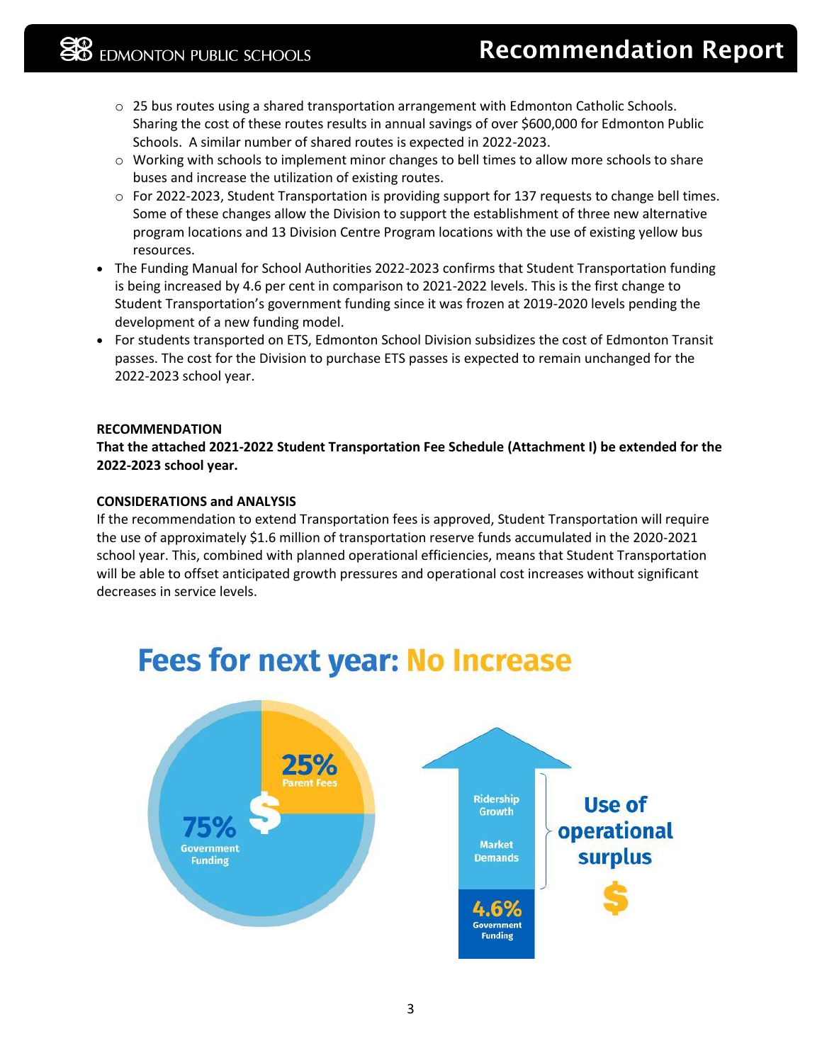- 25 bus routes using a shared transportation arrangement with Edmonton Catholic Schools. Sharing the cost of these routes results in annual savings of over $600,000 for Edmonton Public Schools. A similar number of shared routes is expected in 2022-2023.
  - Working with schools to implement minor changes to bell times to allow more schools to share buses and increase the utilization of existing routes.
  - For 2022-2023, Student Transportation is providing support for 137 requests to change bell times. Some of these changes allow the Division to support the establishment of three new alternative program locations and 13 Division Centre Program locations with the use of existing yellow bus resources.
- The Funding Manual for School Authorities 2022-2023 confirms that Student Transportation funding is being increased by 4.6 per cent in comparison to 2021-2022 levels. This is the first change to Student Transportation's government funding since it was frozen at 2019-2020 levels pending the development of a new funding model.
- For students transported on ETS, Edmonton School Division subsidizes the cost of Edmonton Transit passes. The cost for the Division to purchase ETS passes is expected to remain unchanged for the 2022-2023 school year.

**RECOMMENDATION**

**That the attached 2021-2022 Student Transportation Fee Schedule (Attachment I) be extended for the 2022-2023 school year.**

**CONSIDERATIONS and ANALYSIS**

If the recommendation to extend Transportation fees is approved, Student Transportation will require the use of approximately $1.6 million of transportation reserve funds accumulated in the 2020-2021 school year. This, combined with planned operational efficiencies, means that Student Transportation will be able to offset anticipated growth pressures and operational cost increases without significant decreases in service levels.

## Fees for next year: No Increase

25% Parent Fees

75% Government Funding

Ridership Growth

Market Demands

Use of operational surplus

4.6% Government Funding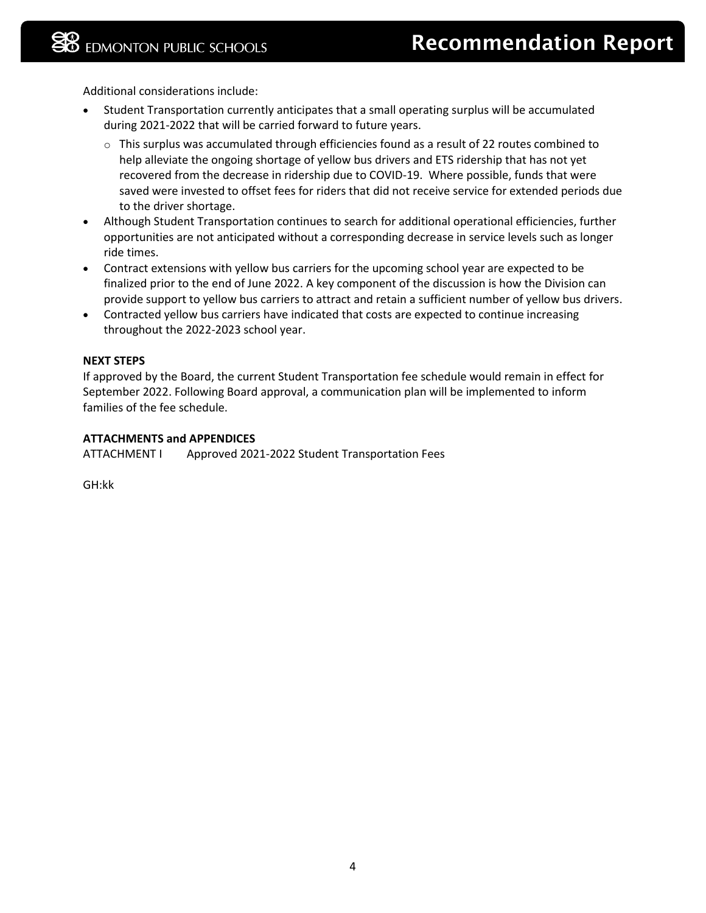Additional considerations include:

- Student Transportation currently anticipates that a small operating surplus will be accumulated during 2021-2022 that will be carried forward to future years.
  - This surplus was accumulated through efficiencies found as a result of 22 routes combined to help alleviate the ongoing shortage of yellow bus drivers and ETS ridership that has not yet recovered from the decrease in ridership due to COVID-19. Where possible, funds that were saved were invested to offset fees for riders that did not receive service for extended periods due to the driver shortage.
- Although Student Transportation continues to search for additional operational efficiencies, further opportunities are not anticipated without a corresponding decrease in service levels such as longer ride times.
- Contract extensions with yellow bus carriers for the upcoming school year are expected to be finalized prior to the end of June 2022. A key component of the discussion is how the Division can provide support to yellow bus carriers to attract and retain a sufficient number of yellow bus drivers.
- Contracted yellow bus carriers have indicated that costs are expected to continue increasing throughout the 2022-2023 school year.

**NEXT STEPS**

If approved by the Board, the current Student Transportation fee schedule would remain in effect for September 2022. Following Board approval, a communication plan will be implemented to inform families of the fee schedule.

**ATTACHMENTS and APPENDICES**

ATTACHMENT I Approved 2021-2022 Student Transportation Fees

GH:kk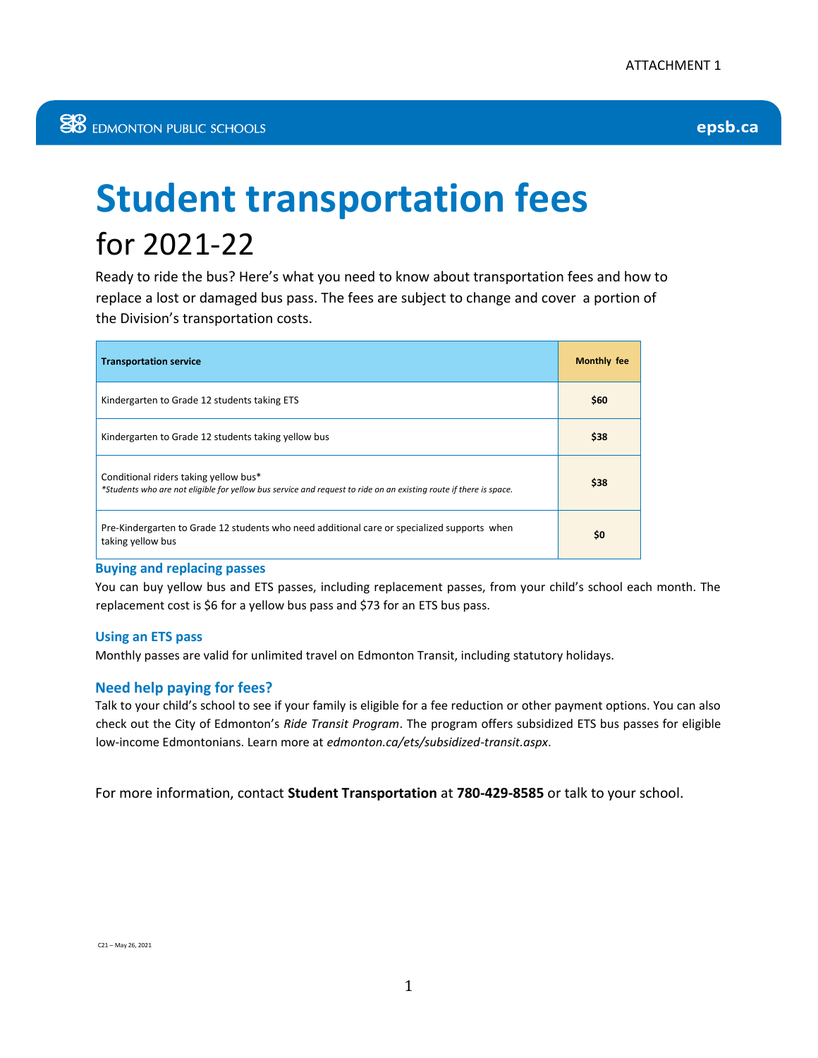ATTACHMENT 1

EDMONTON PUBLIC SCHOOLS

epsb.ca

# Student transportation fees

## for 2021-22

Ready to ride the bus? Here's what you need to know about transportation fees and how to replace a lost or damaged bus pass. The fees are subject to change and cover a portion of the Division's transportation costs.

| Transportation service | Monthly fee |
|---|---|
| Kindergarten to Grade 12 students taking ETS | **$60** |
| Kindergarten to Grade 12 students taking yellow bus | **$38** |
| Conditional riders taking yellow bus* <br> *\*Students who are not eligible for yellow bus service and request to ride on an existing route if there is space.* | **$38** |
| Pre-Kindergarten to Grade 12 students who need additional care or specialized supports when taking yellow bus | **$0** |

### Buying and replacing passes

You can buy yellow bus and ETS passes, including replacement passes, from your child's school each month. The replacement cost is $6 for a yellow bus pass and $73 for an ETS bus pass.

### Using an ETS pass

Monthly passes are valid for unlimited travel on Edmonton Transit, including statutory holidays.

### Need help paying for fees?

Talk to your child's school to see if your family is eligible for a fee reduction or other payment options. You can also check out the City of Edmonton's *Ride Transit Program*. The program offers subsidized ETS bus passes for eligible low-income Edmontonians. Learn more at *edmonton.ca/ets/subsidized-transit.aspx*.

For more information, contact **Student Transportation** at **780-429-8585** or talk to your school.

C21 – May 26, 2021